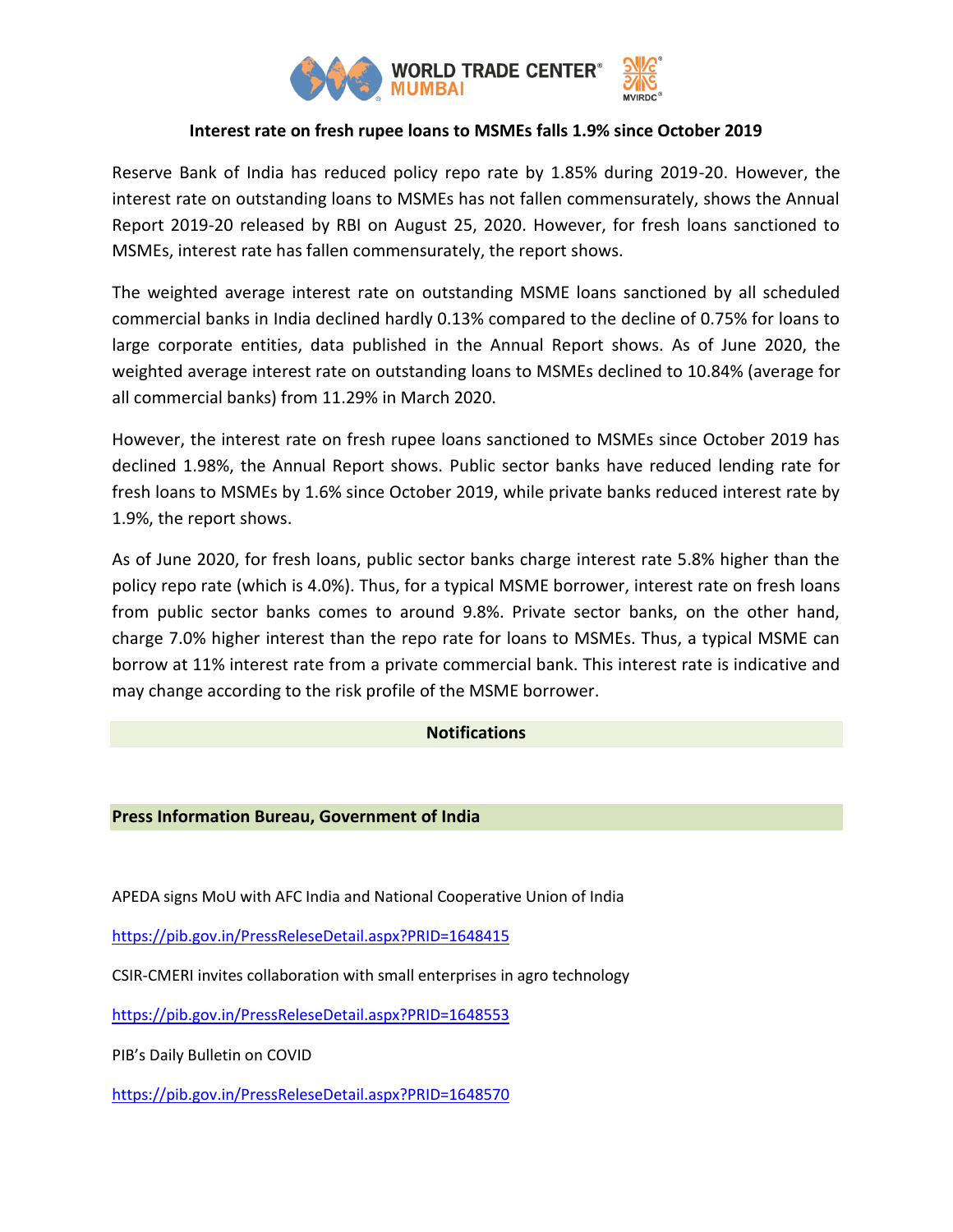## Interest rate on fresh rupee loans to MSMEs falls 1.9% since October 2019

Reserve Bank of India has reduced policy repo rate by 1.85% during 2019-20. However, the interest rate on outstanding loans to MSMEs has not fallen commensurately, shows the Annual Report 2019-20 released by RBI on August 25, 2020. However, for fresh loans sanctioned to MSMEs, interest rate has fallen commensurately, the report shows.

The weighted average interest rate on outstanding MSME loans sanctioned by all scheduled commercial banks in India declined hardly 0.13% compared to the decline of 0.75% for loans to large corporate entities, data published in the Annual Report shows. As of June 2020, the weighted average interest rate on outstanding loans to MSMEs declined to 10.84% (average for all commercial banks) from 11.29% in March 2020.

However, the interest rate on fresh rupee loans sanctioned to MSMEs since October 2019 has declined 1.98%, the Annual Report shows. Public sector banks have reduced lending rate for fresh loans to MSMEs by 1.6% since October 2019, while private banks reduced interest rate by 1.9%, the report shows.

As of June 2020, for fresh loans, public sector banks charge interest rate 5.8% higher than the policy repo rate (which is 4.0%). Thus, for a typical MSME borrower, interest rate on fresh loans from public sector banks comes to around 9.8%. Private sector banks, on the other hand, charge 7.0% higher interest than the repo rate for loans to MSMEs. Thus, a typical MSME can borrow at 11% interest rate from a private commercial bank. This interest rate is indicative and may change according to the risk profile of the MSME borrower.

## Notifications

### Press Information Bureau, Government of India

APEDA signs MoU with AFC India and National Cooperative Union of India

https://pib.gov.in/PressReleseDetail.aspx?PRID=1648415

CSIR-CMERI invites collaboration with small enterprises in agro technology

https://pib.gov.in/PressReleseDetail.aspx?PRID=1648553

PIB's Daily Bulletin on COVID

https://pib.gov.in/PressReleseDetail.aspx?PRID=1648570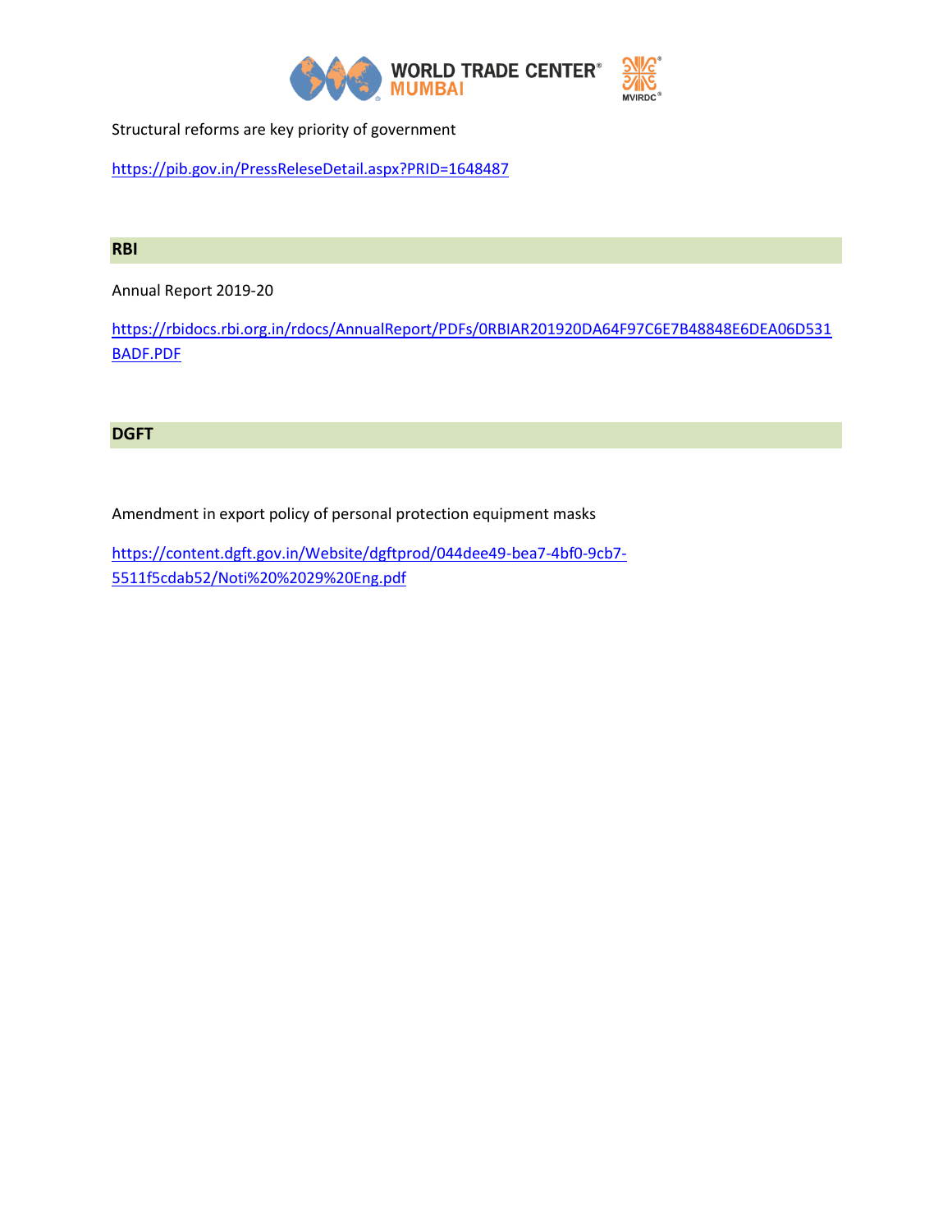Structural reforms are key priority of government

https://pib.gov.in/PressReleseDetail.aspx?PRID=1648487

## RBI

Annual Report 2019-20

https://rbidocs.rbi.org.in/rdocs/AnnualReport/PDFs/0RBIAR201920DA64F97C6E7B48848E6DEA06D531BADF.PDF

## DGFT

Amendment in export policy of personal protection equipment masks

https://content.dgft.gov.in/Website/dgftprod/044dee49-bea7-4bf0-9cb7-5511f5cdab52/Noti%20%2029%20Eng.pdf